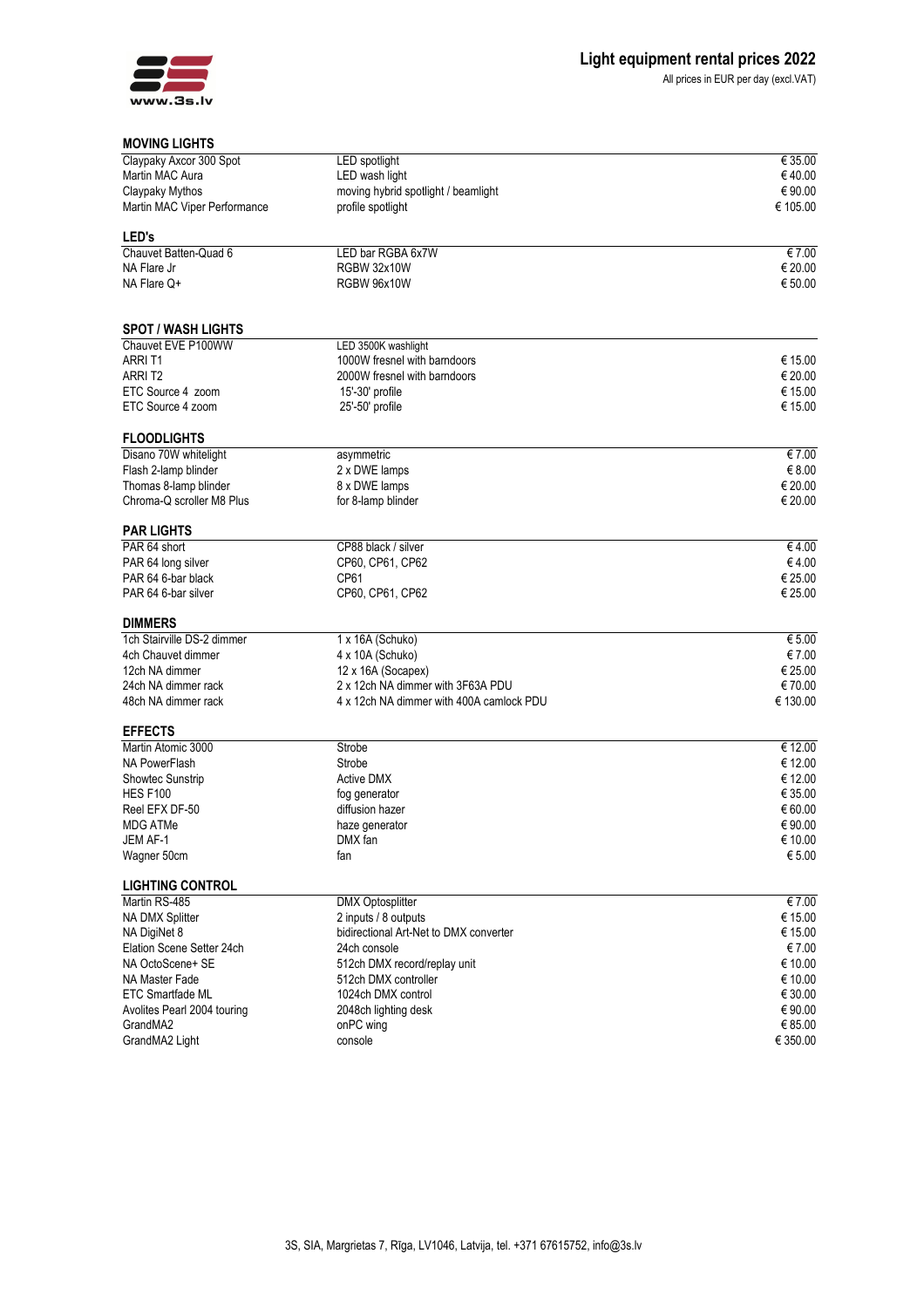www.3s.lv

# Light equipment rental prices 2022

All prices in EUR per day (excl.VAT)

## MOVING LIGHTS

| | | |
|---|---|---|
| Claypaky Axcor 300 Spot | LED spotlight | € 35.00 |
| Martin MAC Aura | LED wash light | € 40.00 |
| Claypaky Mythos | moving hybrid spotlight / beamlight | € 90.00 |
| Martin MAC Viper Performance | profile spotlight | € 105.00 |

## LED's

| | | |
|---|---|---|
| Chauvet Batten-Quad 6 | LED bar RGBA 6x7W | € 7.00 |
| NA Flare Jr | RGBW 32x10W | € 20.00 |
| NA Flare Q+ | RGBW 96x10W | € 50.00 |

## SPOT / WASH LIGHTS

| | | |
|---|---|---|
| Chauvet EVE P100WW | LED 3500K washlight | |
| ARRI T1 | 1000W fresnel with barndoors | € 15.00 |
| ARRI T2 | 2000W fresnel with barndoors | € 20.00 |
| ETC Source 4 zoom | 15'-30' profile | € 15.00 |
| ETC Source 4 zoom | 25'-50' profile | € 15.00 |

## FLOODLIGHTS

| | | |
|---|---|---|
| Disano 70W whitelight | asymmetric | € 7.00 |
| Flash 2-lamp blinder | 2 x DWE lamps | € 8.00 |
| Thomas 8-lamp blinder | 8 x DWE lamps | € 20.00 |
| Chroma-Q scroller M8 Plus | for 8-lamp blinder | € 20.00 |

## PAR LIGHTS

| | | |
|---|---|---|
| PAR 64 short | CP88 black / silver | € 4.00 |
| PAR 64 long silver | CP60, CP61, CP62 | € 4.00 |
| PAR 64 6-bar black | CP61 | € 25.00 |
| PAR 64 6-bar silver | CP60, CP61, CP62 | € 25.00 |

## DIMMERS

| | | |
|---|---|---|
| 1ch Stairville DS-2 dimmer | 1 x 16A (Schuko) | € 5.00 |
| 4ch Chauvet dimmer | 4 x 10A (Schuko) | € 7.00 |
| 12ch NA dimmer | 12 x 16A (Socapex) | € 25.00 |
| 24ch NA dimmer rack | 2 x 12ch NA dimmer with 3F63A PDU | € 70.00 |
| 48ch NA dimmer rack | 4 x 12ch NA dimmer with 400A camlock PDU | € 130.00 |

## EFFECTS

| | | |
|---|---|---|
| Martin Atomic 3000 | Strobe | € 12.00 |
| NA PowerFlash | Strobe | € 12.00 |
| Showtec Sunstrip | Active DMX | € 12.00 |
| HES F100 | fog generator | € 35.00 |
| Reel EFX DF-50 | diffusion hazer | € 60.00 |
| MDG ATMe | haze generator | € 90.00 |
| JEM AF-1 | DMX fan | € 10.00 |
| Wagner 50cm | fan | € 5.00 |

## LIGHTING CONTROL

| | | |
|---|---|---|
| Martin RS-485 | DMX Optosplitter | € 7.00 |
| NA DMX Splitter | 2 inputs / 8 outputs | € 15.00 |
| NA DigiNet 8 | bidirectional Art-Net to DMX converter | € 15.00 |
| Elation Scene Setter 24ch | 24ch console | € 7.00 |
| NA OctoScene+ SE | 512ch DMX record/replay unit | € 10.00 |
| NA Master Fade | 512ch DMX controller | € 10.00 |
| ETC Smartfade ML | 1024ch DMX control | € 30.00 |
| Avolites Pearl 2004 touring | 2048ch lighting desk | € 90.00 |
| GrandMA2 | onPC wing | € 85.00 |
| GrandMA2 Light | console | € 350.00 |

3S, SIA, Margrietas 7, Rīga, LV1046, Latvija, tel. +371 67615752, info@3s.lv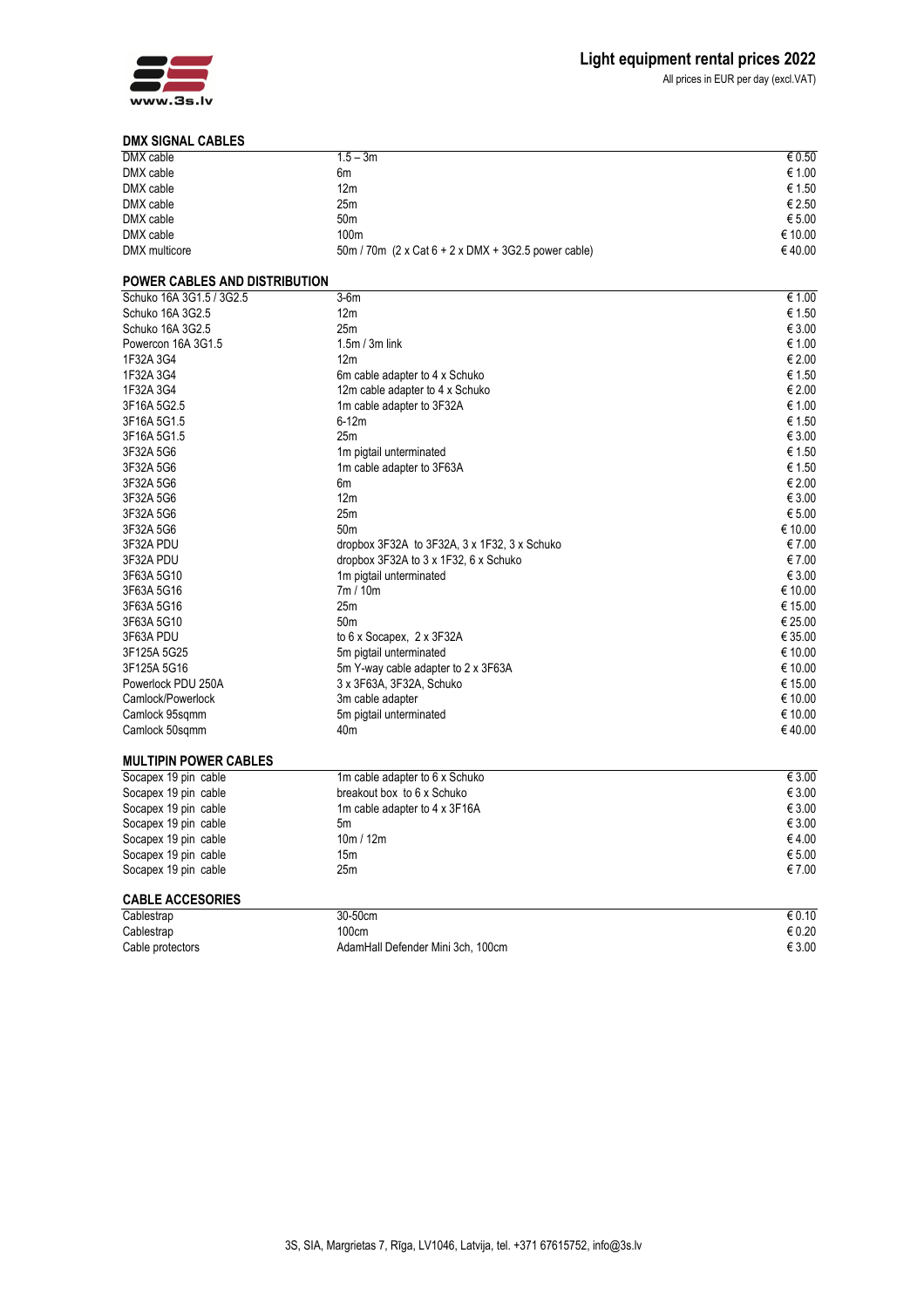# Light equipment rental prices 2022

All prices in EUR per day (excl.VAT)

## DMX SIGNAL CABLES

| | | |
|---|---|---|
| DMX cable | 1.5 – 3m | € 0.50 |
| DMX cable | 6m | € 1.00 |
| DMX cable | 12m | € 1.50 |
| DMX cable | 25m | € 2.50 |
| DMX cable | 50m | € 5.00 |
| DMX cable | 100m | € 10.00 |
| DMX multicore | 50m / 70m (2 x Cat 6 + 2 x DMX + 3G2.5 power cable) | € 40.00 |

## POWER CABLES AND DISTRIBUTION

| | | |
|---|---|---|
| Schuko 16A 3G1.5 / 3G2.5 | 3-6m | € 1.00 |
| Schuko 16A 3G2.5 | 12m | € 1.50 |
| Schuko 16A 3G2.5 | 25m | € 3.00 |
| Powercon 16A 3G1.5 | 1.5m / 3m link | € 1.00 |
| 1F32A 3G4 | 12m | € 2.00 |
| 1F32A 3G4 | 6m cable adapter to 4 x Schuko | € 1.50 |
| 1F32A 3G4 | 12m cable adapter to 4 x Schuko | € 2.00 |
| 3F16A 5G2.5 | 1m cable adapter to 3F32A | € 1.00 |
| 3F16A 5G1.5 | 6-12m | € 1.50 |
| 3F16A 5G1.5 | 25m | € 3.00 |
| 3F32A 5G6 | 1m pigtail unterminated | € 1.50 |
| 3F32A 5G6 | 1m cable adapter to 3F63A | € 1.50 |
| 3F32A 5G6 | 6m | € 2.00 |
| 3F32A 5G6 | 12m | € 3.00 |
| 3F32A 5G6 | 25m | € 5.00 |
| 3F32A 5G6 | 50m | € 10.00 |
| 3F32A PDU | dropbox 3F32A to 3F32A, 3 x 1F32, 3 x Schuko | € 7.00 |
| 3F32A PDU | dropbox 3F32A to 3 x 1F32, 6 x Schuko | € 7.00 |
| 3F63A 5G10 | 1m pigtail unterminated | € 3.00 |
| 3F63A 5G16 | 7m / 10m | € 10.00 |
| 3F63A 5G16 | 25m | € 15.00 |
| 3F63A 5G10 | 50m | € 25.00 |
| 3F63A PDU | to 6 x Socapex, 2 x 3F32A | € 35.00 |
| 3F125A 5G25 | 5m pigtail unterminated | € 10.00 |
| 3F125A 5G16 | 5m Y-way cable adapter to 2 x 3F63A | € 10.00 |
| Powerlock PDU 250A | 3 x 3F63A, 3F32A, Schuko | € 15.00 |
| Camlock/Powerlock | 3m cable adapter | € 10.00 |
| Camlock 95sqmm | 5m pigtail unterminated | € 10.00 |
| Camlock 50sqmm | 40m | € 40.00 |

## MULTIPIN POWER CABLES

| | | |
|---|---|---|
| Socapex 19 pin cable | 1m cable adapter to 6 x Schuko | € 3.00 |
| Socapex 19 pin cable | breakout box to 6 x Schuko | € 3.00 |
| Socapex 19 pin cable | 1m cable adapter to 4 x 3F16A | € 3.00 |
| Socapex 19 pin cable | 5m | € 3.00 |
| Socapex 19 pin cable | 10m / 12m | € 4.00 |
| Socapex 19 pin cable | 15m | € 5.00 |
| Socapex 19 pin cable | 25m | € 7.00 |

## CABLE ACCESORIES

| | | |
|---|---|---|
| Cablestrap | 30-50cm | € 0.10 |
| Cablestrap | 100cm | € 0.20 |
| Cable protectors | AdamHall Defender Mini 3ch, 100cm | € 3.00 |